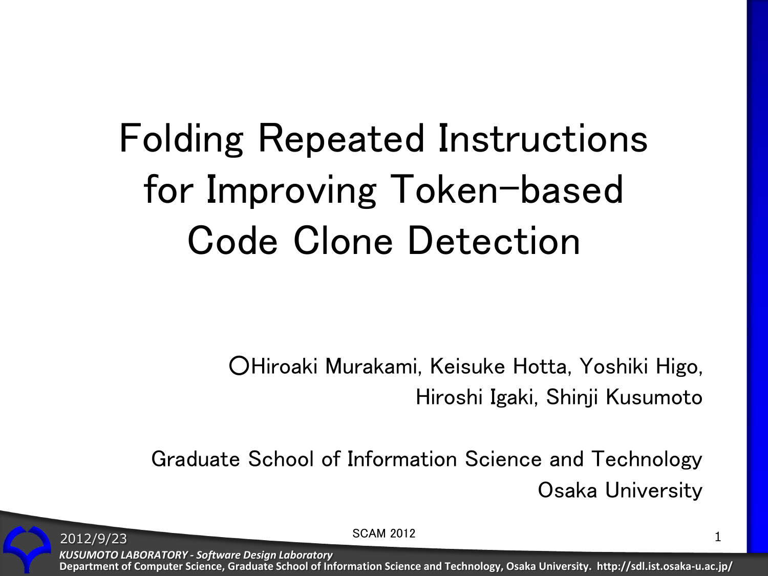# Folding Repeated Instructions for Improving Token-based Code Clone Detection

○Hiroaki Murakami, Keisuke Hotta, Yoshiki Higo, Hiroshi Igaki, Shinji Kusumoto

Graduate School of Information Science and Technology
Osaka University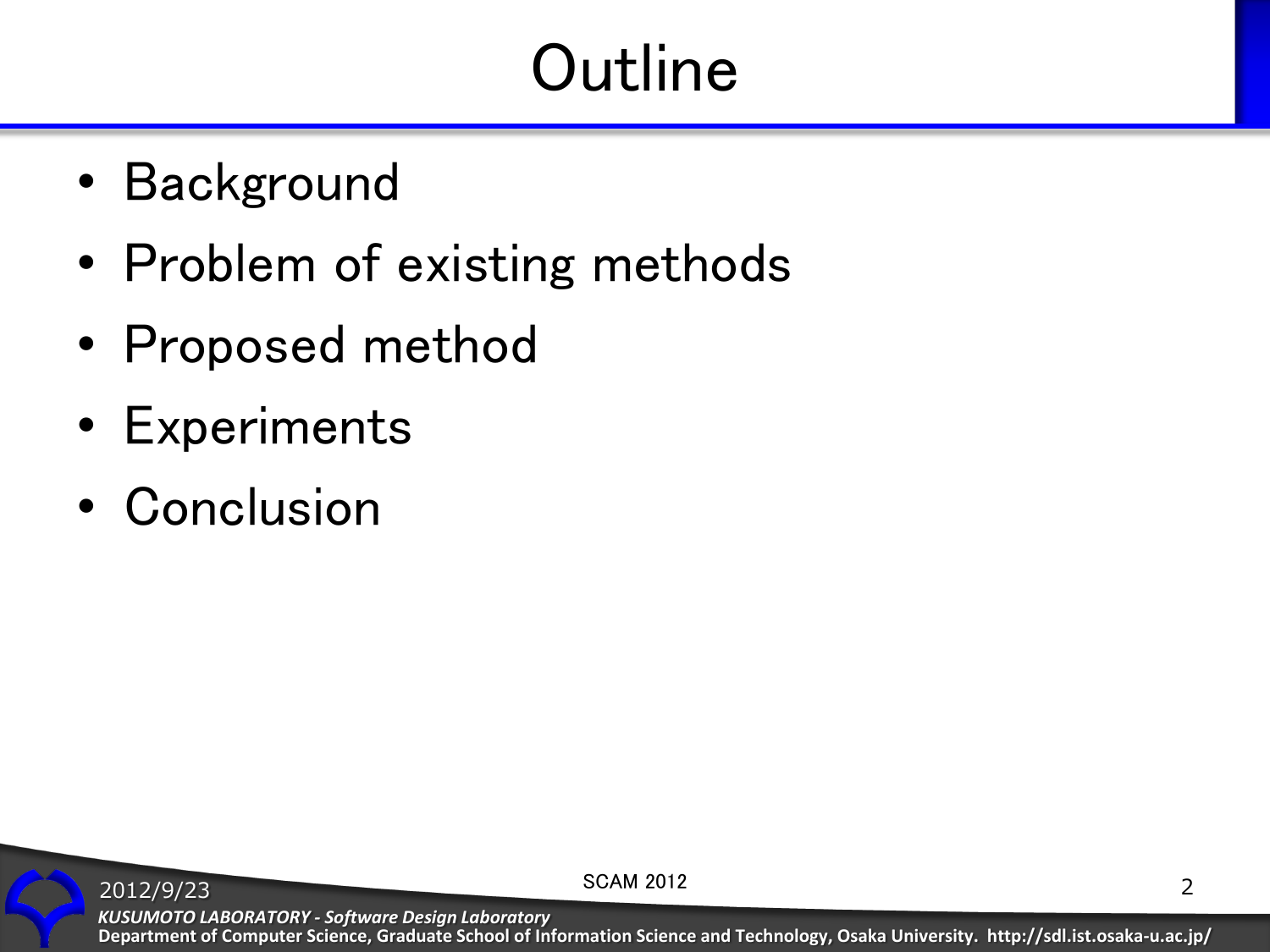# Outline

- Background
- Problem of existing methods
- Proposed method
- Experiments
- Conclusion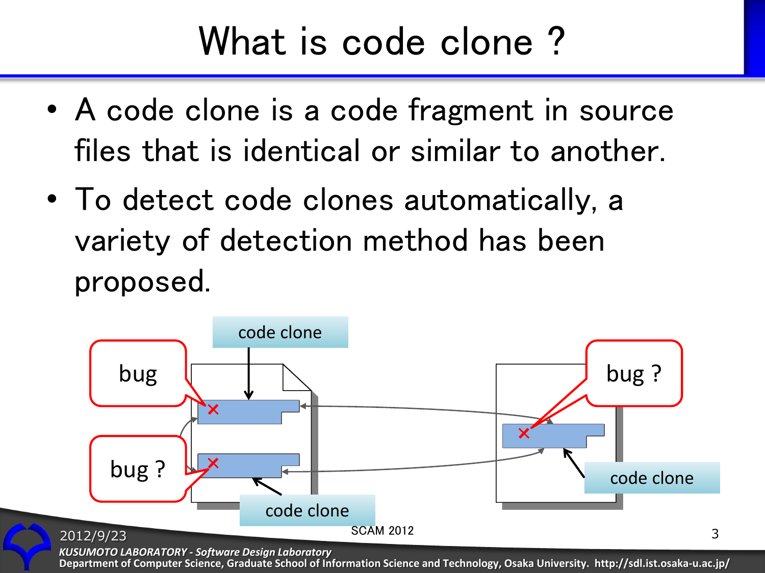# What is code clone ?

- A code clone is a code fragment in source files that is identical or similar to another.
- To detect code clones automatically, a variety of detection method has been proposed.

code clone

bug

bug ?

code clone

bug ?

code clone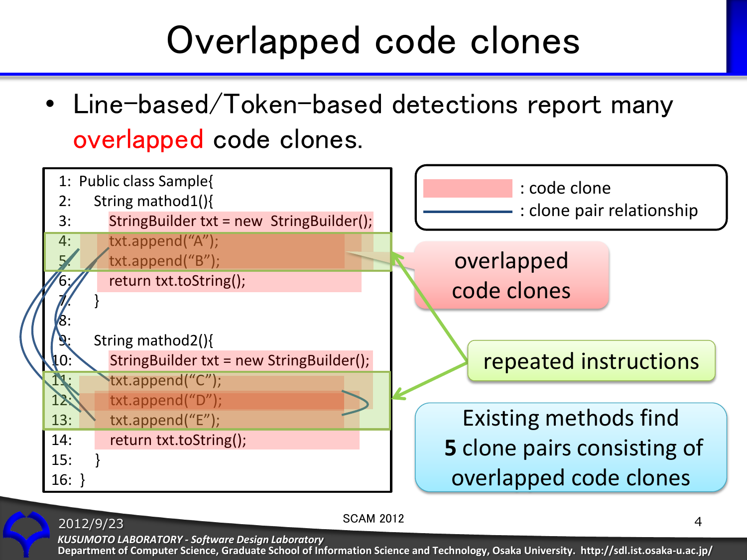# Overlapped code clones

- Line-based/Token-based detections report many overlapped code clones.

```
1:  Public class Sample{
2:    String mathod1(){
3:      StringBuilder txt = new  StringBuilder();
4:      txt.append("A");
5:      txt.append("B");
6:      return txt.toString();
7:    }
8:
9:    String mathod2(){
10:     StringBuilder txt = new StringBuilder();
11:     txt.append("C");
12:     txt.append("D");
13:     txt.append("E");
14:     return txt.toString();
15:   }
16: }
```

: code clone

: clone pair relationship

overlapped code clones

repeated instructions

Existing methods find **5** clone pairs consisting of overlapped code clones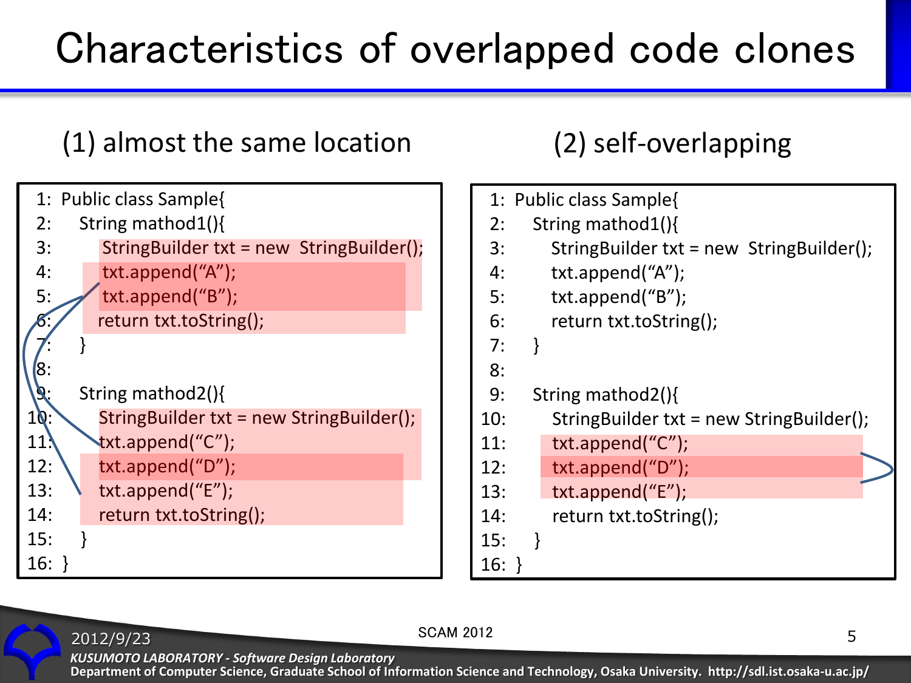# Characteristics of overlapped code clones

## (1) almost the same location

```
1:  Public class Sample{
2:      String mathod1(){
3:          StringBuilder txt = new  StringBuilder();
4:          txt.append(“A”);
5:          txt.append(“B”);
6:          return txt.toString();
7:      }
8:
9:      String mathod2(){
10:         StringBuilder txt = new StringBuilder();
11:         txt.append(“C”);
12:         txt.append(“D”);
13:         txt.append(“E”);
14:         return txt.toString();
15:     }
16: }
```

## (2) self-overlapping

```
1:  Public class Sample{
2:      String mathod1(){
3:          StringBuilder txt = new  StringBuilder();
4:          txt.append(“A”);
5:          txt.append(“B”);
6:          return txt.toString();
7:      }
8:
9:      String mathod2(){
10:         StringBuilder txt = new StringBuilder();
11:         txt.append(“C”);
12:         txt.append(“D”);
13:         txt.append(“E”);
14:         return txt.toString();
15:     }
16: }
```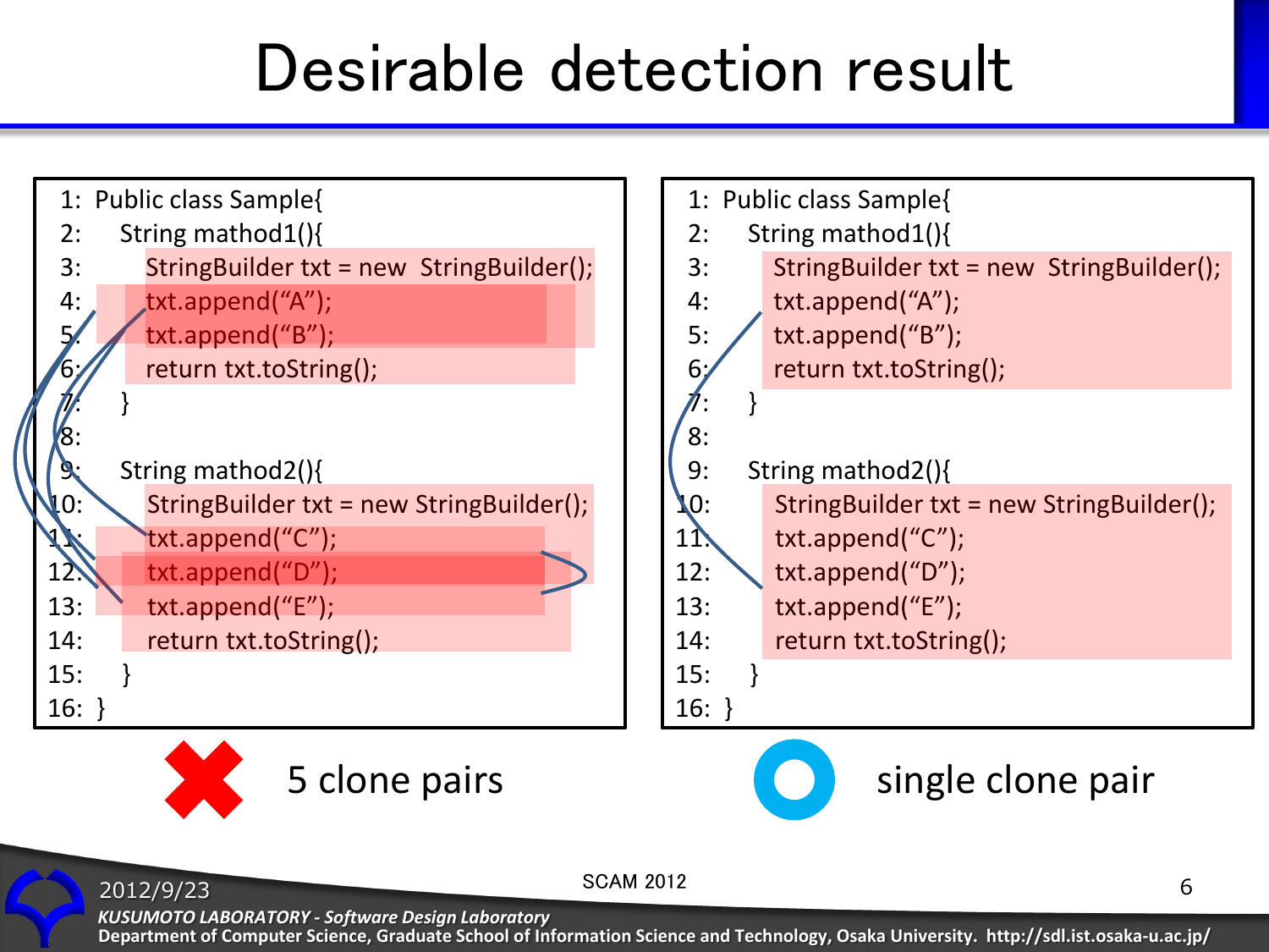# Desirable detection result

```
1:  Public class Sample{
2:      String mathod1(){
3:          StringBuilder txt = new  StringBuilder();
4:          txt.append("A");
5:          txt.append("B");
6:          return txt.toString();
7:      }
8:
9:      String mathod2(){
10:         StringBuilder txt = new StringBuilder();
11:         txt.append("C");
12:         txt.append("D");
13:         txt.append("E");
14:         return txt.toString();
15:     }
16: }
```

5 clone pairs

```
1:  Public class Sample{
2:      String mathod1(){
3:          StringBuilder txt = new  StringBuilder();
4:          txt.append("A");
5:          txt.append("B");
6:          return txt.toString();
7:      }
8:
9:      String mathod2(){
10:         StringBuilder txt = new StringBuilder();
11:         txt.append("C");
12:         txt.append("D");
13:         txt.append("E");
14:         return txt.toString();
15:     }
16: }
```

single clone pair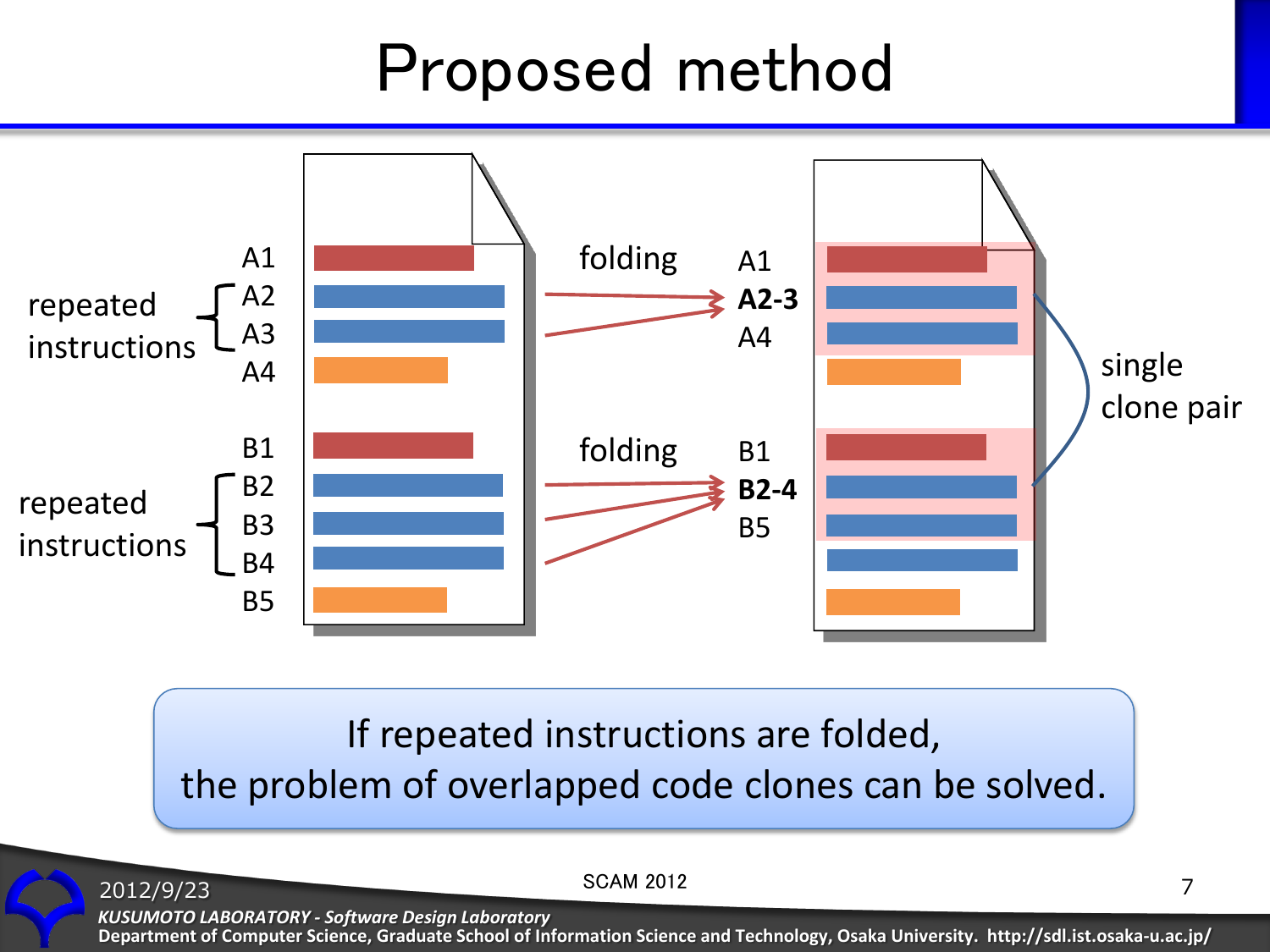# Proposed method

repeated instructions { A2, A3 }

A1
A2
A3
A4

folding → A1, **A2-3**, A4

repeated instructions { B2, B3, B4 }

B1
B2
B3
B4
B5

folding → B1, **B2-4**, B5

single clone pair

If repeated instructions are folded,
the problem of overlapped code clones can be solved.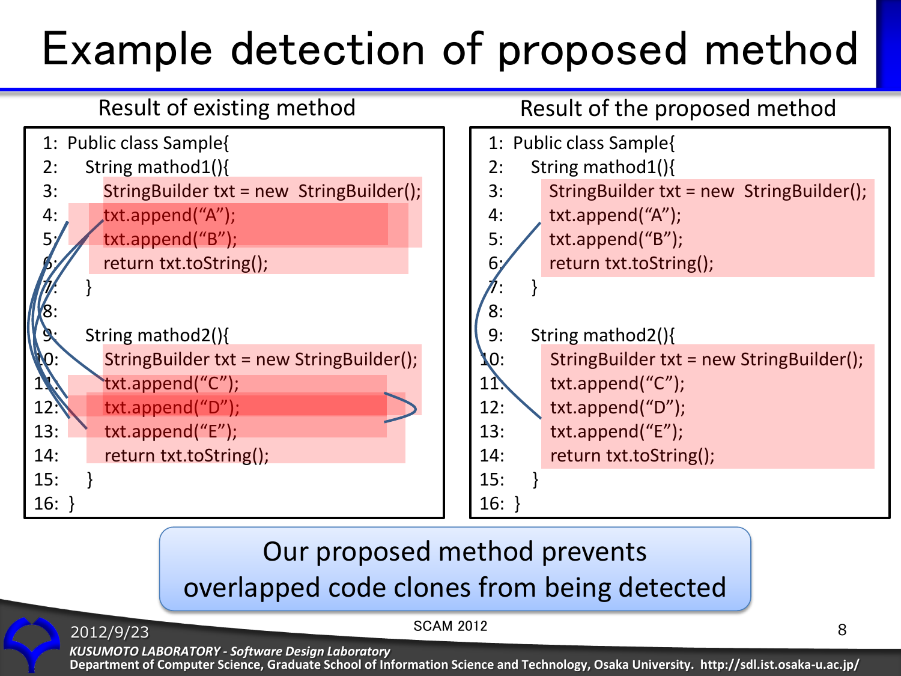# Example detection of proposed method

## Result of existing method

```
1:  Public class Sample{
2:      String mathod1(){
3:          StringBuilder txt = new  StringBuilder();
4:          txt.append(“A”);
5:          txt.append(“B”);
6:          return txt.toString();
7:      }
8:
9:      String mathod2(){
10:         StringBuilder txt = new StringBuilder();
11:         txt.append(“C”);
12:         txt.append(“D”);
13:         txt.append(“E”);
14:         return txt.toString();
15:     }
16: }
```

## Result of the proposed method

```
1:  Public class Sample{
2:      String mathod1(){
3:          StringBuilder txt = new  StringBuilder();
4:          txt.append(“A”);
5:          txt.append(“B”);
6:          return txt.toString();
7:      }
8:
9:      String mathod2(){
10:         StringBuilder txt = new StringBuilder();
11:         txt.append(“C”);
12:         txt.append(“D”);
13:         txt.append(“E”);
14:         return txt.toString();
15:     }
16: }
```

Our proposed method prevents overlapped code clones from being detected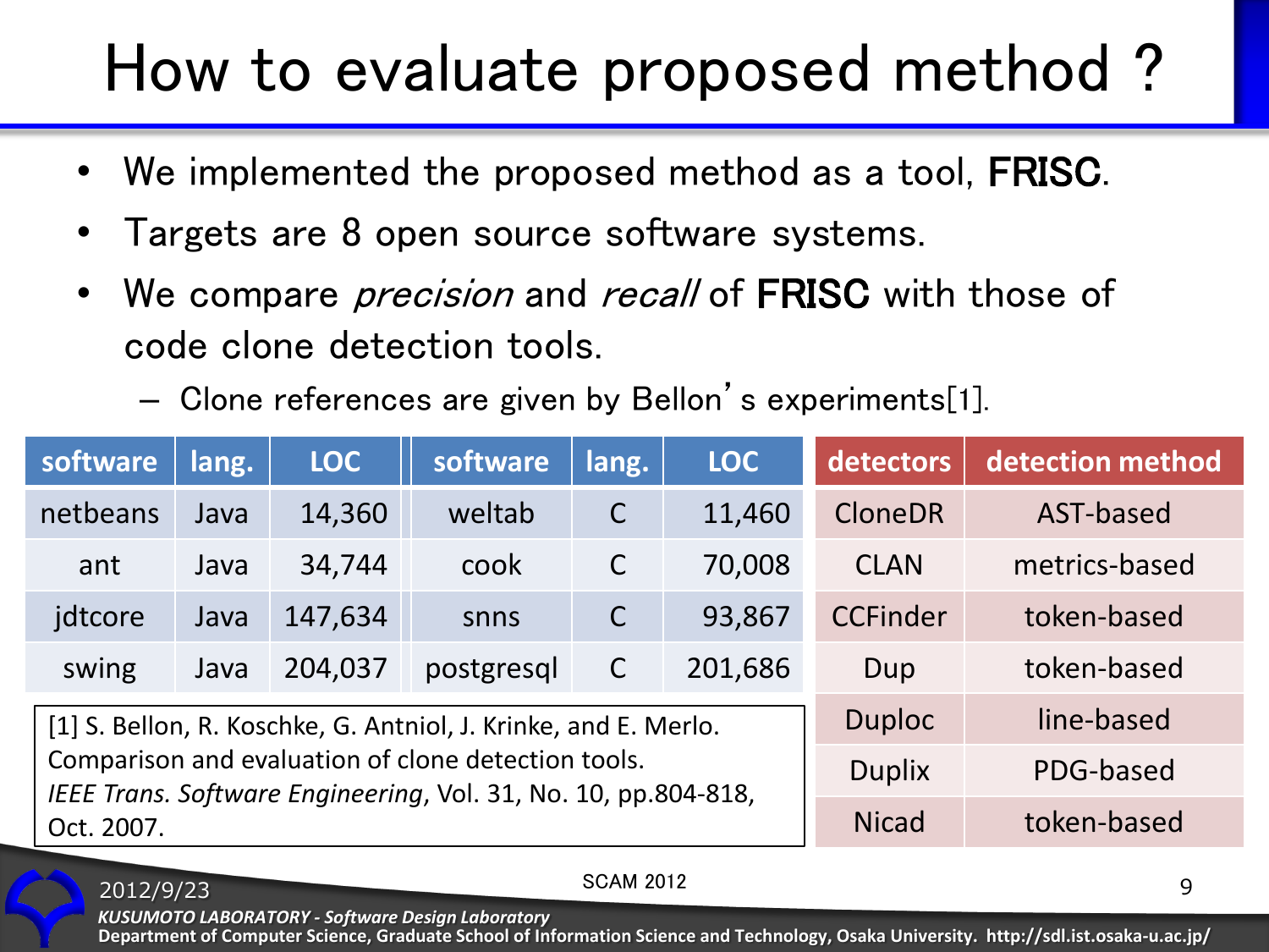# How to evaluate proposed method ?

- We implemented the proposed method as a tool, **FRISC**.
- Targets are 8 open source software systems.
- We compare *precision* and *recall* of **FRISC** with those of code clone detection tools.
  - Clone references are given by Bellon's experiments[1].

| software | lang. | LOC | software | lang. | LOC |
|---|---|---|---|---|---|
| netbeans | Java | 14,360 | weltab | C | 11,460 |
| ant | Java | 34,744 | cook | C | 70,008 |
| jdtcore | Java | 147,634 | snns | C | 93,867 |
| swing | Java | 204,037 | postgresql | C | 201,686 |

| detectors | detection method |
|---|---|
| CloneDR | AST-based |
| CLAN | metrics-based |
| CCFinder | token-based |
| Dup | token-based |
| Duploc | line-based |
| Duplix | PDG-based |
| Nicad | token-based |

[1] S. Bellon, R. Koschke, G. Antniol, J. Krinke, and E. Merlo. Comparison and evaluation of clone detection tools. *IEEE Trans. Software Engineering*, Vol. 31, No. 10, pp.804-818, Oct. 2007.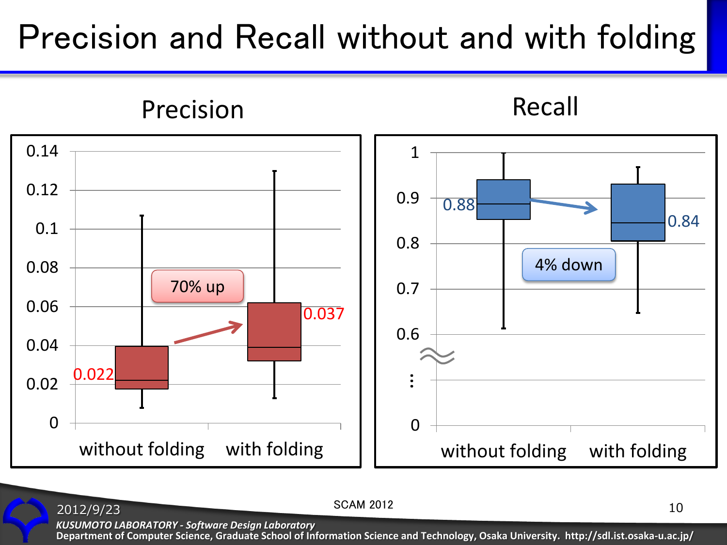# Precision and Recall without and with folding

## Precision

- without folding: 0.022
- with folding: 0.037
- 70% up

## Recall

- without folding: 0.88
- with folding: 0.84
- 4% down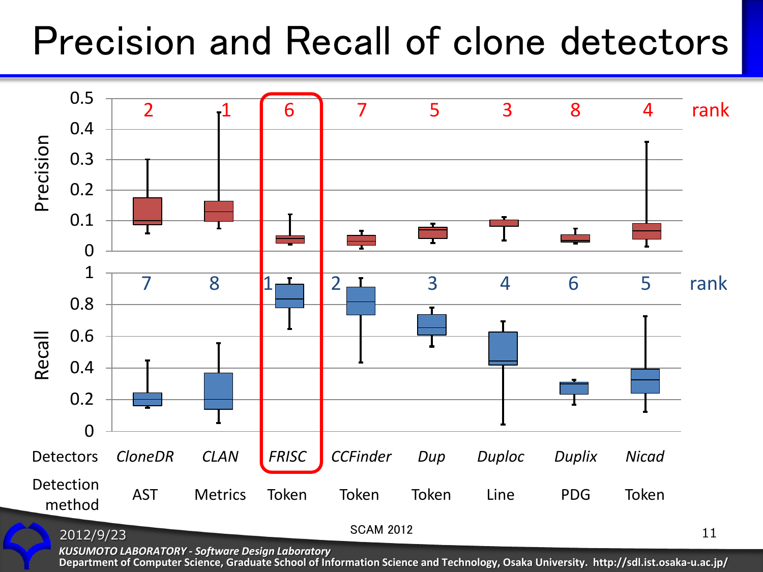# Precision and Recall of clone detectors

| Detectors | *CloneDR* | *CLAN* | *FRISC* | *CCFinder* | *Dup* | *Duploc* | *Duplix* | *Nicad* |
|---|---|---|---|---|---|---|---|---|
| Detection method | AST | Metrics | Token | Token | Token | Line | PDG | Token |
| Precision rank | 2 | 1 | 6 | 7 | 5 | 3 | 8 | 4 |
| Recall rank | 7 | 8 | 1 | 2 | 3 | 4 | 6 | 5 |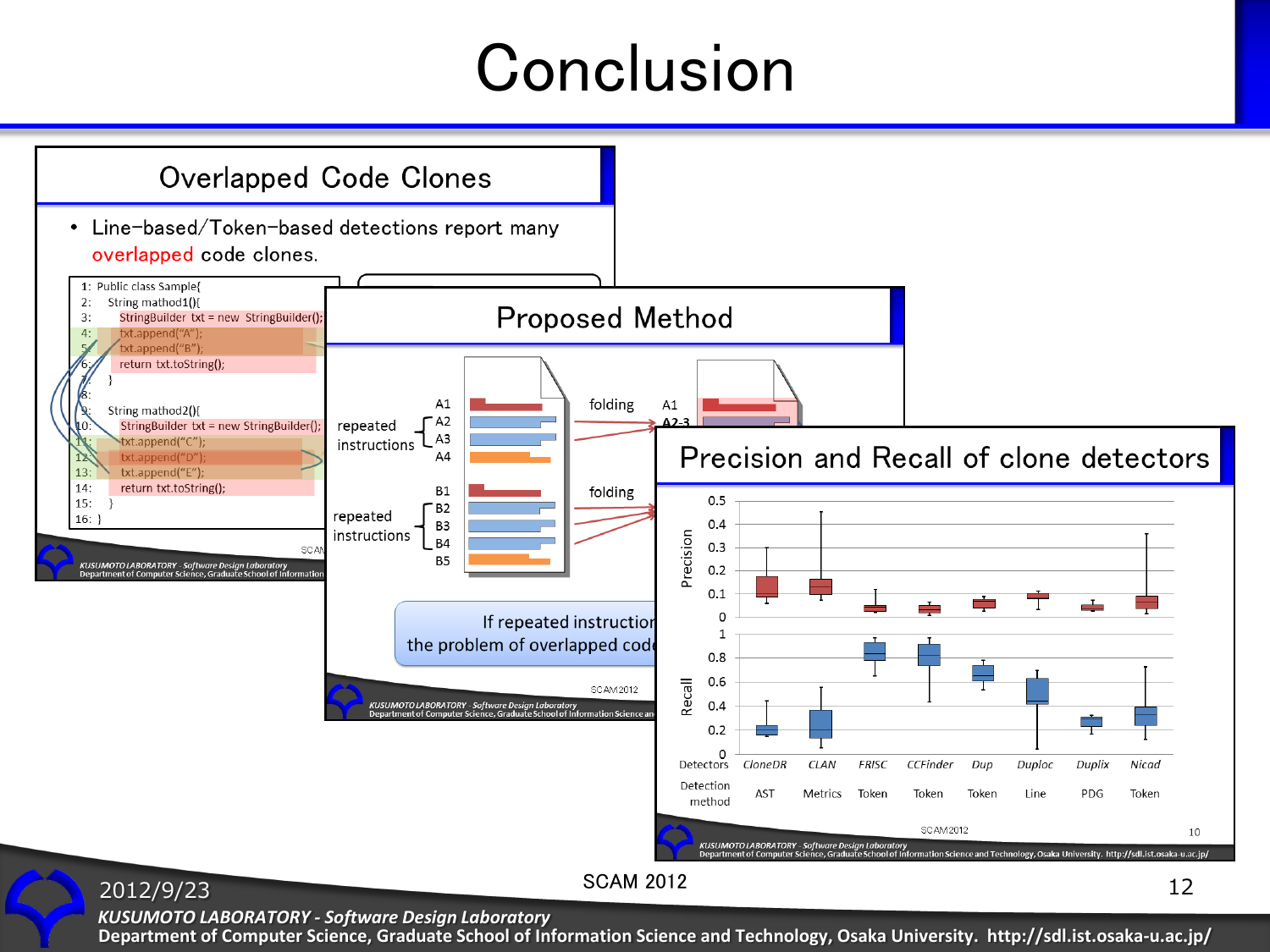# Conclusion

## Overlapped Code Clones

- Line-based/Token-based detections report many overlapped code clones.

```
1:  Public class Sample{
2:    String mathod1(){
3:      StringBuilder txt = new StringBuilder();
4:      txt.append("A");
5:      txt.append("B");
6:      return txt.toString();
7:    }
8:
9:    String mathod2(){
10:     StringBuilder txt = new StringBuilder();
11:     txt.append("C");
12:     txt.append("D");
13:     txt.append("E");
14:     return txt.toString();
15:   }
16: }
```

## Proposed Method

repeated instructions: A1, A2, A3, A4 — folding → A1, A2-3

repeated instructions: B1, B2, B3, B4, B5 — folding

If repeated instruction... the problem of overlapped code...

## Precision and Recall of clone detectors

Precision: 0, 0.1, 0.2, 0.3, 0.4, 0.5

Recall: 0, 0.2, 0.4, 0.6, 0.8, 1

Detectors: CloneDR, CLAN, FRISC, CCFinder, Dup, Duploc, Duplix, Nicad

Detection method: AST, Metrics, Token, Token, Token, Line, PDG, Token